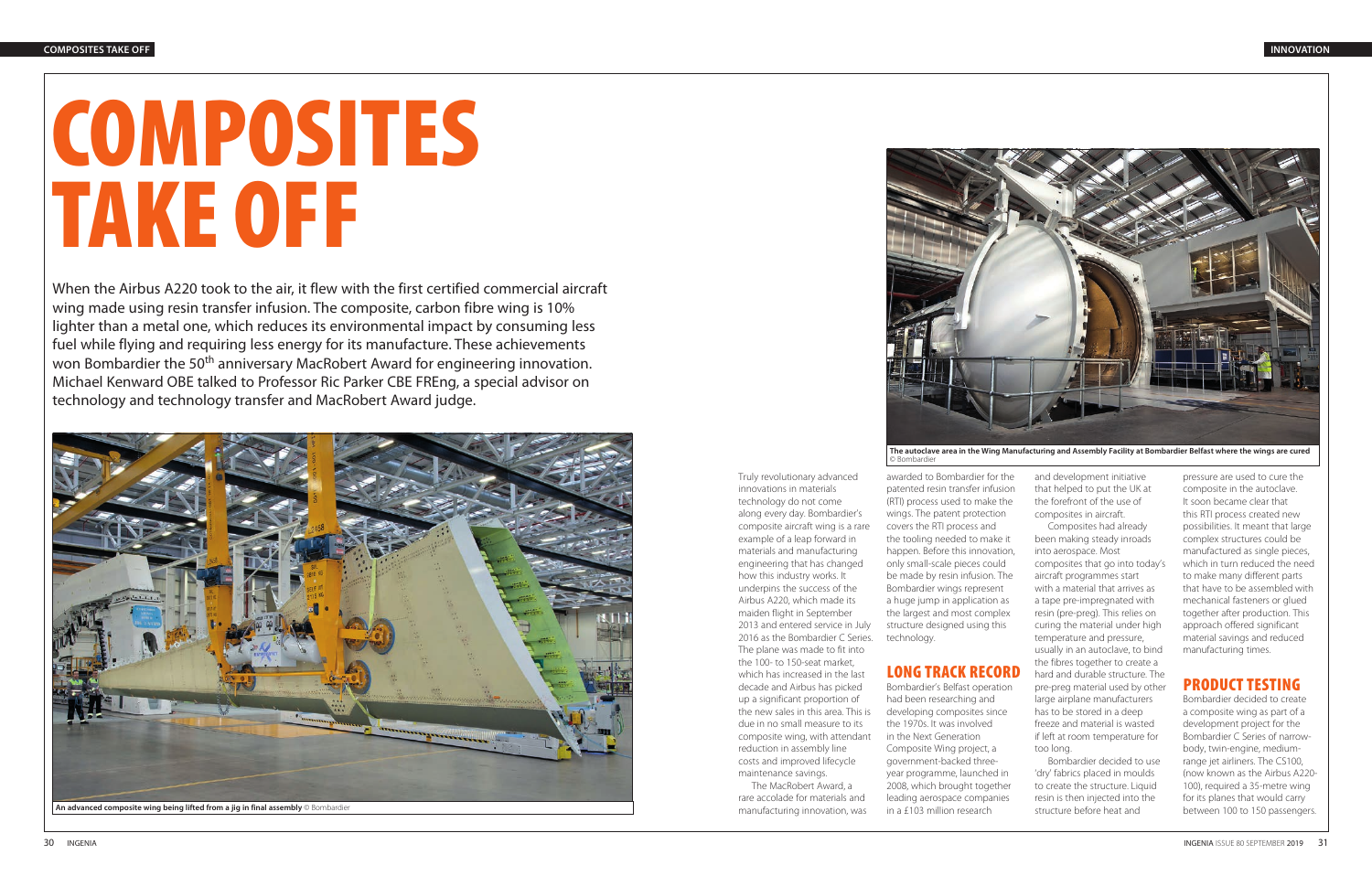# COMPOSITES TAKE OFF

When the Airbus A220 took to the air, it flew with the first certified commercial aircraft wing made using resin transfer infusion. The composite, carbon fibre wing is 10% lighter than a metal one, which reduces its environmental impact by consuming less fuel while flying and requiring less energy for its manufacture. These achievements won Bombardier the 50th anniversary MacRobert Award for engineering innovation. Michael Kenward OBE talked to Professor Ric Parker CBE FREng, a special advisor on technology and technology transfer and MacRobert Award judge.

**An advanced composite wing being lifted from a jig in final assembly** © Bombardier

**The autoclave area in the Wing Manufacturing and Assembly Facility at Bombardier Belfast where the wings are cured** © Bombardier

Truly revolutionary advanced innovations in materials technology do not come along every day. Bombardier's composite aircraft wing is a rare example of a leap forward in materials and manufacturing engineering that has changed how this industry works. It underpins the success of the Airbus A220, which made its maiden flight in September 2013 and entered service in July 2016 as the Bombardier C Series. The plane was made to fit into the 100- to 150-seat market, which has increased in the last decade and Airbus has picked up a significant proportion of the new sales in this area. This is due in no small measure to its composite wing, with attendant reduction in assembly line costs and improved lifecycle maintenance savings.

The MacRobert Award, a rare accolade for materials and manufacturing innovation, was awarded to Bombardier for the patented resin transfer infusion (RTI) process used to make the wings. The patent protection covers the RTI process and the tooling needed to make it happen. Before this innovation, only small-scale pieces could be made by resin infusion. The Bombardier wings represent a huge jump in application as the largest and most complex structure designed using this technology.

## LONG TRACK RECORD

Bombardier's Belfast operation had been researching and developing composites since the 1970s. It was involved in the Next Generation Composite Wing project, a government-backed three-year programme, launched in 2008, which brought together leading aerospace companies in a £103 million research and development initiative that helped to put the UK at the forefront of the use of composites in aircraft.

Composites had already been making steady inroads into aerospace. Most composites that go into today's aircraft programmes start with a material that arrives as a tape pre-impregnated with resin (pre-preg). This relies on curing the material under high temperature and pressure, usually in an autoclave, to bind the fibres together to create a hard and durable structure. The pre-preg material used by other large airplane manufacturers has to be stored in a deep freeze and material is wasted if left at room temperature for too long.

Bombardier decided to use 'dry' fabrics placed in moulds to create the structure. Liquid resin is then injected into the structure before heat and pressure are used to cure the composite in the autoclave. It soon became clear that this RTI process created new possibilities. It meant that large complex structures could be manufactured as single pieces, which in turn reduced the need to make many different parts that have to be assembled with mechanical fasteners or glued together after production. This approach offered significant material savings and reduced manufacturing times.

## PRODUCT TESTING

Bombardier decided to create a composite wing as part of a development project for the Bombardier C Series of narrow-body, twin-engine, medium-range jet airliners. The CS100, (now known as the Airbus A220-100), required a 35-metre wing for its planes that would carry between 100 to 150 passengers.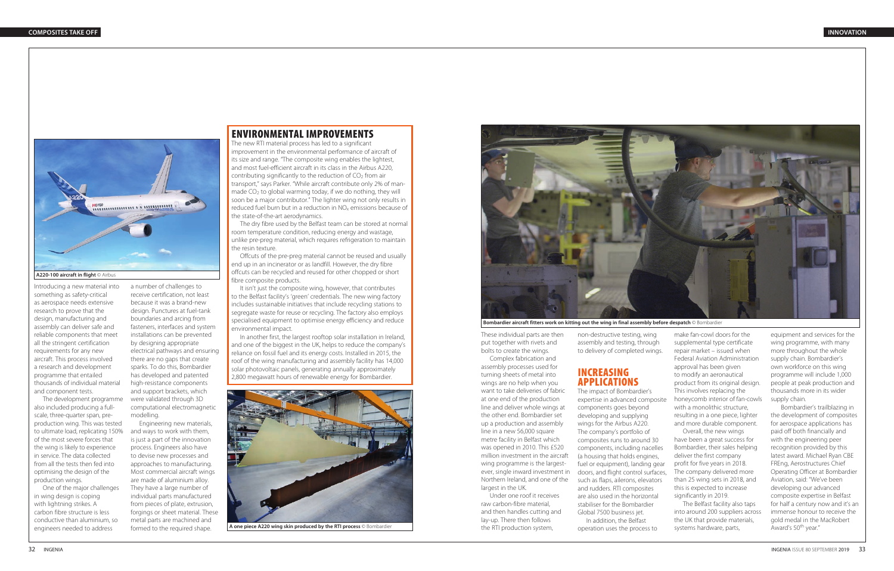A220-100 aircraft in flight © Airbus

Introducing a new material into something as safety-critical as aerospace needs extensive research to prove that the design, manufacturing and assembly can deliver safe and reliable components that meet all the stringent certification requirements for any new aircraft. This process involved a research and development programme that entailed thousands of individual material and component tests.

The development programme also included producing a full-scale, three-quarter span, pre-production wing. This was tested to ultimate load, replicating 150% of the most severe forces that the wing is likely to experience in service. The data collected from all the tests then fed into optimising the design of the production wings.

One of the major challenges in wing design is coping with lightning strikes. A carbon fibre structure is less conductive than aluminium, so engineers needed to address a number of challenges to receive certification, not least because it was a brand-new design. Punctures at fuel-tank boundaries and arcing from fasteners, interfaces and system installations can be prevented by designing appropriate electrical pathways and ensuring there are no gaps that create sparks. To do this, Bombardier has developed and patented high-resistance components and support brackets, which were validated through 3D computational electromagnetic modelling.

Engineering new materials, and ways to work with them, is just a part of the innovation process. Engineers also have to devise new processes and approaches to manufacturing. Most commercial aircraft wings are made of aluminium alloy. They have a large number of individual parts manufactured from pieces of plate, extrusion, forgings or sheet material. These metal parts are machined and formed to the required shape.

## ENVIRONMENTAL IMPROVEMENTS

The new RTI material process has led to a significant improvement in the environmental performance of aircraft of its size and range. "The composite wing enables the lightest, and most fuel-efficient aircraft in its class in the Airbus A220, contributing significantly to the reduction of $CO_2$ from air transport," says Parker. "While aircraft contribute only 2% of man-made $CO_2$ to global warming today, if we do nothing, they will soon be a major contributor." The lighter wing not only results in reduced fuel burn but in a reduction in $NO_x$ emissions because of the state-of-the-art aerodynamics.

The dry fibre used by the Belfast team can be stored at normal room temperature condition, reducing energy and wastage, unlike pre-preg material, which requires refrigeration to maintain the resin texture.

Offcuts of the pre-preg material cannot be reused and usually end up in an incinerator or as landfill. However, the dry fibre offcuts can be recycled and reused for other chopped or short fibre composite products.

It isn't just the composite wing, however, that contributes to the Belfast facility's 'green' credentials. The new wing factory includes sustainable initiatives that include recycling stations to segregate waste for reuse or recycling. The factory also employs specialised equipment to optimise energy efficiency and reduce environmental impact.

In another first, the largest rooftop solar installation in Ireland, and one of the biggest in the UK, helps to reduce the company's reliance on fossil fuel and its energy costs. Installed in 2015, the roof of the wing manufacturing and assembly facility has 14,000 solar photovoltaic panels, generating annually approximately 2,800 megawatt hours of renewable energy for Bombardier.

A one piece A220 wing skin produced by the RTI process © Bombardier

Bombardier aircraft fitters work on kitting out the wing in final assembly before despatch © Bombardier

These individual parts are then put together with rivets and bolts to create the wings.

Complex fabrication and assembly processes used for turning sheets of metal into wings are no help when you want to take deliveries of fabric at one end of the production line and deliver whole wings at the other end. Bombardier set up a production and assembly line in a new 56,000 square metre facility in Belfast which was opened in 2010. This £520 million investment in the aircraft wing programme is the largest-ever, single inward investment in Northern Ireland, and one of the largest in the UK.

Under one roof it receives raw carbon-fibre material, and then handles cutting and lay-up. There then follows the RTI production system, non-destructive testing, wing assembly and testing, through to delivery of completed wings.

## INCREASING APPLICATIONS

The impact of Bombardier's expertise in advanced composite components goes beyond developing and supplying wings for the Airbus A220. The company's portfolio of composites runs to around 30 components, including nacelles (a housing that holds engines, fuel or equipment), landing gear doors, and flight control surfaces, such as flaps, ailerons, elevators and rudders. RTI composites are also used in the horizontal stabiliser for the Bombardier Global 7500 business jet.

In addition, the Belfast operation uses the process to make fan-cowl doors for the supplemental type certificate repair market – issued when Federal Aviation Administration approval has been given to modify an aeronautical product from its original design. This involves replacing the honeycomb interior of fan-cowls with a monolithic structure, resulting in a one piece, lighter and more durable component.

Overall, the new wings have been a great success for Bombardier, their sales helping deliver the first company profit for five years in 2018. The company delivered more than 25 wing sets in 2018, and this is expected to increase significantly in 2019.

The Belfast facility also taps into around 200 suppliers across the UK that provide materials, systems hardware, parts, equipment and services for the wing programme, with many more throughout the whole supply chain. Bombardier's own workforce on this wing programme will include 1,000 people at peak production and thousands more in its wider supply chain.

Bombardier's trailblazing in the development of composites for aerospace applications has paid off both financially and with the engineering peer recognition provided by this latest award. Michael Ryan CBE FREng, Aerostructures Chief Operating Officer at Bombardier Aviation, said: "We've been developing our advanced composite expertise in Belfast for half a century now and it's an immense honour to receive the gold medal in the MacRobert Award's 50th year."